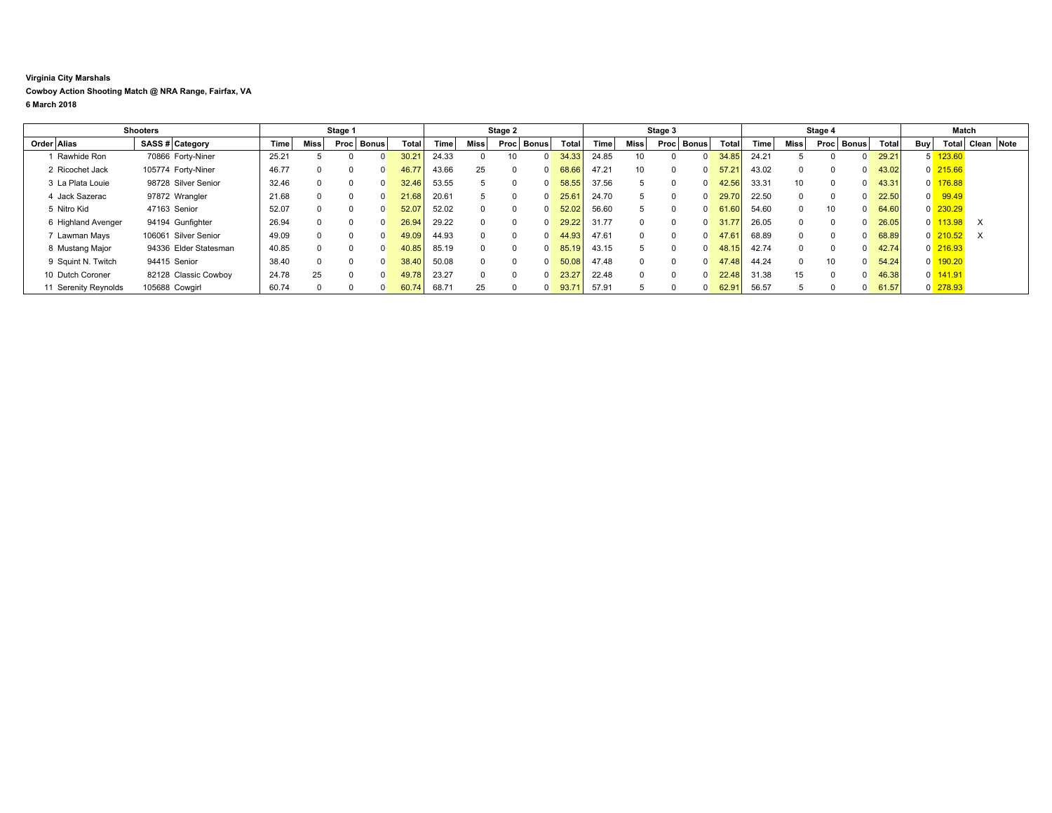**Virginia City Marshals**

**Cowboy Action Shooting Match @ NRA Range, Fairfax, VA**

**6 March 2018**

| Shooters | | | | Stage 1 | | | | | Stage 2 | | | | | Stage 3 | | | | | Stage 4 | | | | | Match | | | |
|---|---|---|---|---|---|---|---|---|---|---|---|---|---|---|---|---|---|---|---|---|---|---|---|---|---|---|---|
| Order | Alias | SASS # | Category | Time | Miss | Proc | Bonus | Total | Time | Miss | Proc | Bonus | Total | Time | Miss | Proc | Bonus | Total | Time | Miss | Proc | Bonus | Total | Buy | Total | Clean | Note |
| 1 | Rawhide Ron | 70866 | Forty-Niner | 25.21 | 5 | 0 | 0 | 30.21 | 24.33 | 0 | 10 | 0 | 34.33 | 24.85 | 10 | 0 | 0 | 34.85 | 24.21 | 5 | 0 | 0 | 29.21 | 5 | 123.60 | | |
| 2 | Ricochet Jack | 105774 | Forty-Niner | 46.77 | 0 | 0 | 0 | 46.77 | 43.66 | 25 | 0 | 0 | 68.66 | 47.21 | 10 | 0 | 0 | 57.21 | 43.02 | 0 | 0 | 0 | 43.02 | 0 | 215.66 | | |
| 3 | La Plata Louie | 98728 | Silver Senior | 32.46 | 0 | 0 | 0 | 32.46 | 53.55 | 5 | 0 | 0 | 58.55 | 37.56 | 5 | 0 | 0 | 42.56 | 33.31 | 10 | 0 | 0 | 43.31 | 0 | 176.88 | | |
| 4 | Jack Sazerac | 97872 | Wrangler | 21.68 | 0 | 0 | 0 | 21.68 | 20.61 | 5 | 0 | 0 | 25.61 | 24.70 | 5 | 0 | 0 | 29.70 | 22.50 | 0 | 0 | 0 | 22.50 | 0 | 99.49 | | |
| 5 | Nitro Kid | 47163 | Senior | 52.07 | 0 | 0 | 0 | 52.07 | 52.02 | 0 | 0 | 0 | 52.02 | 56.60 | 5 | 0 | 0 | 61.60 | 54.60 | 0 | 10 | 0 | 64.60 | 0 | 230.29 | | |
| 6 | Highland Avenger | 94194 | Gunfighter | 26.94 | 0 | 0 | 0 | 26.94 | 29.22 | 0 | 0 | 0 | 29.22 | 31.77 | 0 | 0 | 0 | 31.77 | 26.05 | 0 | 0 | 0 | 26.05 | 0 | 113.98 | X | |
| 7 | Lawman Mays | 106061 | Silver Senior | 49.09 | 0 | 0 | 0 | 49.09 | 44.93 | 0 | 0 | 0 | 44.93 | 47.61 | 0 | 0 | 0 | 47.61 | 68.89 | 0 | 0 | 0 | 68.89 | 0 | 210.52 | X | |
| 8 | Mustang Major | 94336 | Elder Statesman | 40.85 | 0 | 0 | 0 | 40.85 | 85.19 | 0 | 0 | 0 | 85.19 | 43.15 | 5 | 0 | 0 | 48.15 | 42.74 | 0 | 0 | 0 | 42.74 | 0 | 216.93 | | |
| 9 | Squint N. Twitch | 94415 | Senior | 38.40 | 0 | 0 | 0 | 38.40 | 50.08 | 0 | 0 | 0 | 50.08 | 47.48 | 0 | 0 | 0 | 47.48 | 44.24 | 0 | 10 | 0 | 54.24 | 0 | 190.20 | | |
| 10 | Dutch Coroner | 82128 | Classic Cowboy | 24.78 | 25 | 0 | 0 | 49.78 | 23.27 | 0 | 0 | 0 | 23.27 | 22.48 | 0 | 0 | 0 | 22.48 | 31.38 | 15 | 0 | 0 | 46.38 | 0 | 141.91 | | |
| 11 | Serenity Reynolds | 105688 | Cowgirl | 60.74 | 0 | 0 | 0 | 60.74 | 68.71 | 25 | 0 | 0 | 93.71 | 57.91 | 5 | 0 | 0 | 62.91 | 56.57 | 5 | 0 | 0 | 61.57 | 0 | 278.93 | | |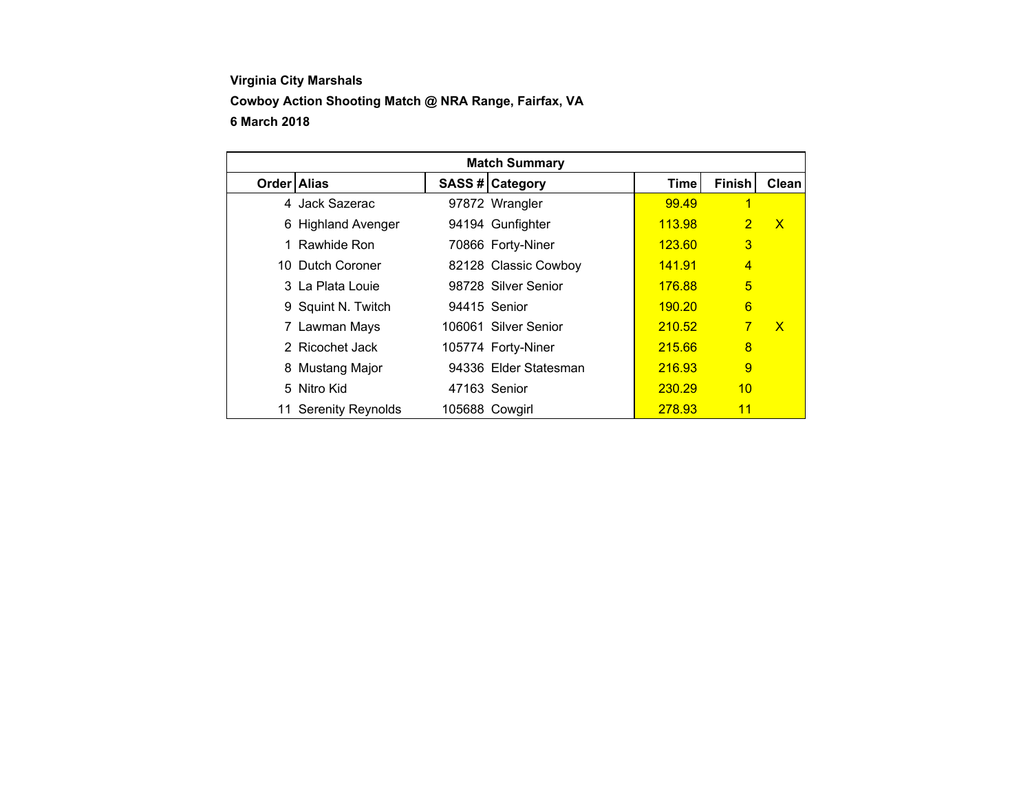**Virginia City Marshals**

**Cowboy Action Shooting Match @ NRA Range, Fairfax, VA**

**6 March 2018**

| Match Summary | | | | | | |
|---|---|---|---|---|---|---|
| **Order** | **Alias** | **SASS #** | **Category** | **Time** | **Finish** | **Clean** |
| 4 | Jack Sazerac | 97872 | Wrangler | 99.49 | 1 | |
| 6 | Highland Avenger | 94194 | Gunfighter | 113.98 | 2 | X |
| 1 | Rawhide Ron | 70866 | Forty-Niner | 123.60 | 3 | |
| 10 | Dutch Coroner | 82128 | Classic Cowboy | 141.91 | 4 | |
| 3 | La Plata Louie | 98728 | Silver Senior | 176.88 | 5 | |
| 9 | Squint N. Twitch | 94415 | Senior | 190.20 | 6 | |
| 7 | Lawman Mays | 106061 | Silver Senior | 210.52 | 7 | X |
| 2 | Ricochet Jack | 105774 | Forty-Niner | 215.66 | 8 | |
| 8 | Mustang Major | 94336 | Elder Statesman | 216.93 | 9 | |
| 5 | Nitro Kid | 47163 | Senior | 230.29 | 10 | |
| 11 | Serenity Reynolds | 105688 | Cowgirl | 278.93 | 11 | |